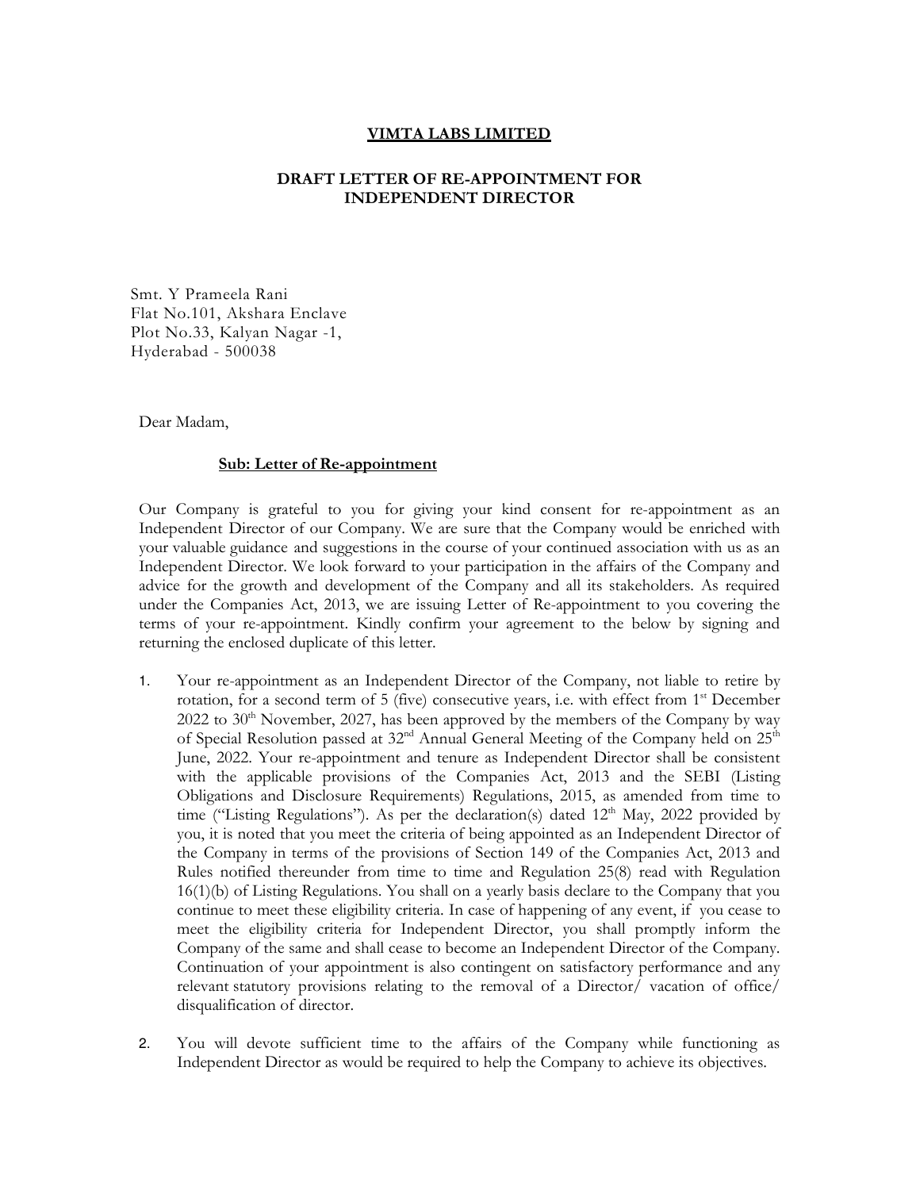**VIMTA LABS LIMITED**

**DRAFT LETTER OF RE-APPOINTMENT FOR INDEPENDENT DIRECTOR**

Smt. Y Prameela Rani
Flat No.101, Akshara Enclave
Plot No.33, Kalyan Nagar -1,
Hyderabad - 500038

Dear Madam,

**Sub: Letter of Re-appointment**

Our Company is grateful to you for giving your kind consent for re-appointment as an Independent Director of our Company. We are sure that the Company would be enriched with your valuable guidance and suggestions in the course of your continued association with us as an Independent Director. We look forward to your participation in the affairs of the Company and advice for the growth and development of the Company and all its stakeholders. As required under the Companies Act, 2013, we are issuing Letter of Re-appointment to you covering the terms of your re-appointment. Kindly confirm your agreement to the below by signing and returning the enclosed duplicate of this letter.

1. Your re-appointment as an Independent Director of the Company, not liable to retire by rotation, for a second term of 5 (five) consecutive years, i.e. with effect from 1st December 2022 to 30th November, 2027, has been approved by the members of the Company by way of Special Resolution passed at 32nd Annual General Meeting of the Company held on 25th June, 2022. Your re-appointment and tenure as Independent Director shall be consistent with the applicable provisions of the Companies Act, 2013 and the SEBI (Listing Obligations and Disclosure Requirements) Regulations, 2015, as amended from time to time ("Listing Regulations"). As per the declaration(s) dated 12th May, 2022 provided by you, it is noted that you meet the criteria of being appointed as an Independent Director of the Company in terms of the provisions of Section 149 of the Companies Act, 2013 and Rules notified thereunder from time to time and Regulation 25(8) read with Regulation 16(1)(b) of Listing Regulations. You shall on a yearly basis declare to the Company that you continue to meet these eligibility criteria. In case of happening of any event, if you cease to meet the eligibility criteria for Independent Director, you shall promptly inform the Company of the same and shall cease to become an Independent Director of the Company. Continuation of your appointment is also contingent on satisfactory performance and any relevant statutory provisions relating to the removal of a Director/ vacation of office/ disqualification of director.

2. You will devote sufficient time to the affairs of the Company while functioning as Independent Director as would be required to help the Company to achieve its objectives.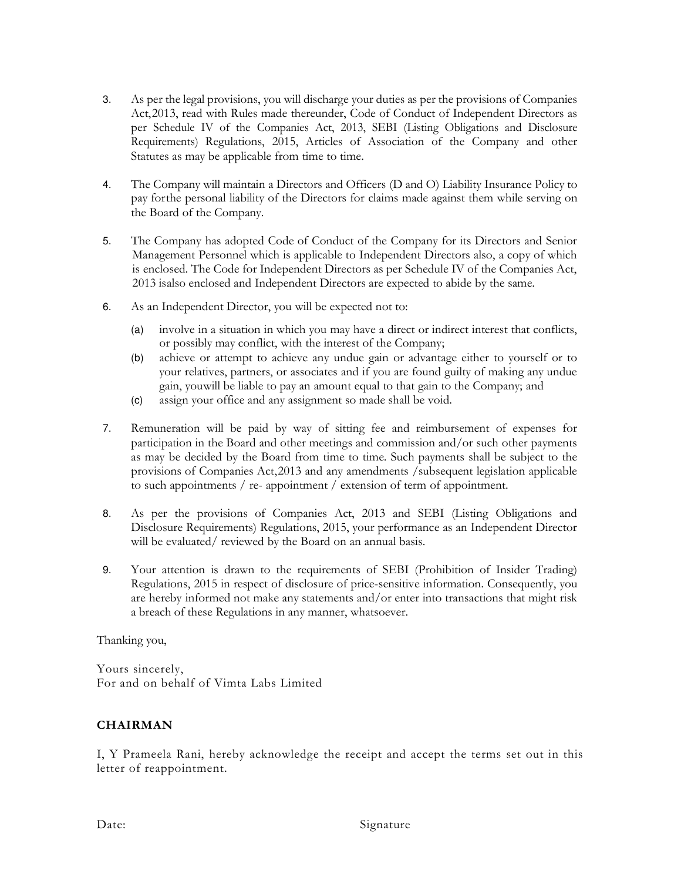3. As per the legal provisions, you will discharge your duties as per the provisions of Companies Act,2013, read with Rules made thereunder, Code of Conduct of Independent Directors as per Schedule IV of the Companies Act, 2013, SEBI (Listing Obligations and Disclosure Requirements) Regulations, 2015, Articles of Association of the Company and other Statutes as may be applicable from time to time.

4. The Company will maintain a Directors and Officers (D and O) Liability Insurance Policy to pay forthe personal liability of the Directors for claims made against them while serving on the Board of the Company.

5. The Company has adopted Code of Conduct of the Company for its Directors and Senior Management Personnel which is applicable to Independent Directors also, a copy of which is enclosed. The Code for Independent Directors as per Schedule IV of the Companies Act, 2013 isalso enclosed and Independent Directors are expected to abide by the same.

6. As an Independent Director, you will be expected not to:

   (a) involve in a situation in which you may have a direct or indirect interest that conflicts, or possibly may conflict, with the interest of the Company;

   (b) achieve or attempt to achieve any undue gain or advantage either to yourself or to your relatives, partners, or associates and if you are found guilty of making any undue gain, youwill be liable to pay an amount equal to that gain to the Company; and

   (c) assign your office and any assignment so made shall be void.

7. Remuneration will be paid by way of sitting fee and reimbursement of expenses for participation in the Board and other meetings and commission and/or such other payments as may be decided by the Board from time to time. Such payments shall be subject to the provisions of Companies Act,2013 and any amendments /subsequent legislation applicable to such appointments / re- appointment / extension of term of appointment.

8. As per the provisions of Companies Act, 2013 and SEBI (Listing Obligations and Disclosure Requirements) Regulations, 2015, your performance as an Independent Director will be evaluated/ reviewed by the Board on an annual basis.

9. Your attention is drawn to the requirements of SEBI (Prohibition of Insider Trading) Regulations, 2015 in respect of disclosure of price-sensitive information. Consequently, you are hereby informed not make any statements and/or enter into transactions that might risk a breach of these Regulations in any manner, whatsoever.

Thanking you,

Yours sincerely,
For and on behalf of Vimta Labs Limited

**CHAIRMAN**

I, Y Prameela Rani, hereby acknowledge the receipt and accept the terms set out in this letter of reappointment.

Date: Signature